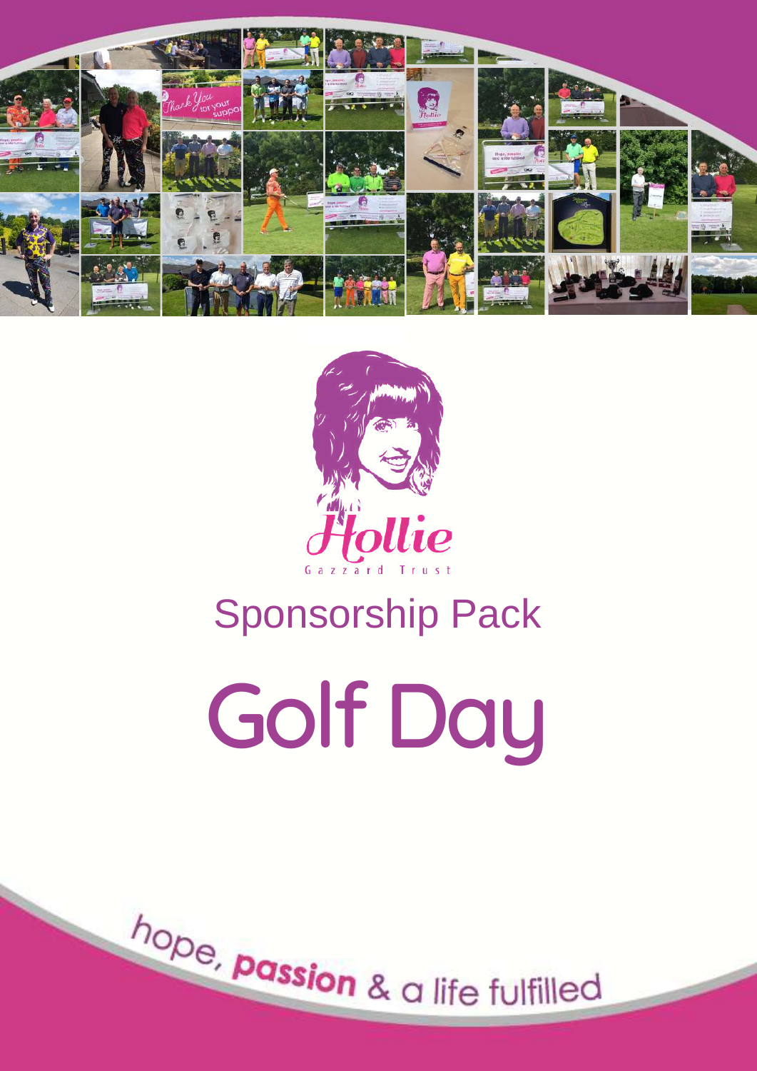Hollie

Gazzard Trust

# Sponsorship Pack

# Golf Day

hope, **passion** & a life fulfilled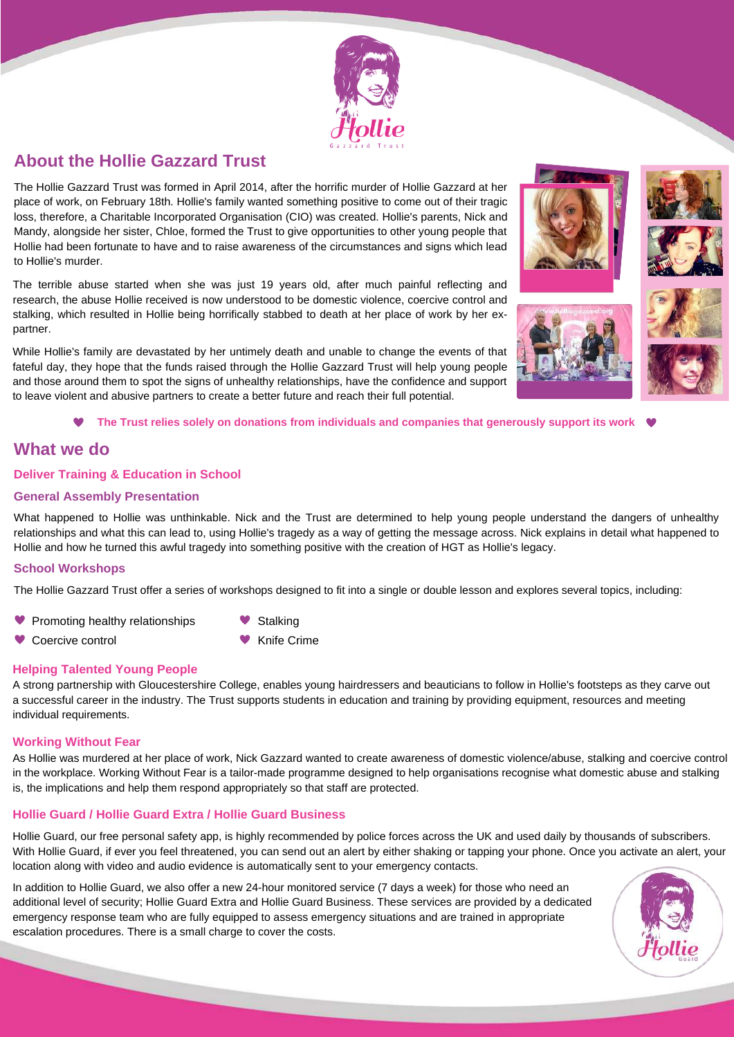## About the Hollie Gazzard Trust

The Hollie Gazzard Trust was formed in April 2014, after the horrific murder of Hollie Gazzard at her place of work, on February 18th. Hollie's family wanted something positive to come out of their tragic loss, therefore, a Charitable Incorporated Organisation (CIO) was created. Hollie's parents, Nick and Mandy, alongside her sister, Chloe, formed the Trust to give opportunities to other young people that Hollie had been fortunate to have and to raise awareness of the circumstances and signs which lead to Hollie's murder.

The terrible abuse started when she was just 19 years old, after much painful reflecting and research, the abuse Hollie received is now understood to be domestic violence, coercive control and stalking, which resulted in Hollie being horrifically stabbed to death at her place of work by her ex-partner.

While Hollie's family are devastated by her untimely death and unable to change the events of that fateful day, they hope that the funds raised through the Hollie Gazzard Trust will help young people and those around them to spot the signs of unhealthy relationships, have the confidence and support to leave violent and abusive partners to create a better future and reach their full potential.

**♥ The Trust relies solely on donations from individuals and companies that generously support its work ♥**

## What we do

### Deliver Training & Education in School

### General Assembly Presentation

What happened to Hollie was unthinkable. Nick and the Trust are determined to help young people understand the dangers of unhealthy relationships and what this can lead to, using Hollie's tragedy as a way of getting the message across. Nick explains in detail what happened to Hollie and how he turned this awful tragedy into something positive with the creation of HGT as Hollie's legacy.

### School Workshops

The Hollie Gazzard Trust offer a series of workshops designed to fit into a single or double lesson and explores several topics, including:

- Promoting healthy relationships
- Coercive control
- Stalking
- Knife Crime

### Helping Talented Young People

A strong partnership with Gloucestershire College, enables young hairdressers and beauticians to follow in Hollie's footsteps as they carve out a successful career in the industry. The Trust supports students in education and training by providing equipment, resources and meeting individual requirements.

### Working Without Fear

As Hollie was murdered at her place of work, Nick Gazzard wanted to create awareness of domestic violence/abuse, stalking and coercive control in the workplace. Working Without Fear is a tailor-made programme designed to help organisations recognise what domestic abuse and stalking is, the implications and help them respond appropriately so that staff are protected.

### Hollie Guard / Hollie Guard Extra / Hollie Guard Business

Hollie Guard, our free personal safety app, is highly recommended by police forces across the UK and used daily by thousands of subscribers. With Hollie Guard, if ever you feel threatened, you can send out an alert by either shaking or tapping your phone. Once you activate an alert, your location along with video and audio evidence is automatically sent to your emergency contacts.

In addition to Hollie Guard, we also offer a new 24-hour monitored service (7 days a week) for those who need an additional level of security; Hollie Guard Extra and Hollie Guard Business. These services are provided by a dedicated emergency response team who are fully equipped to assess emergency situations and are trained in appropriate escalation procedures. There is a small charge to cover the costs.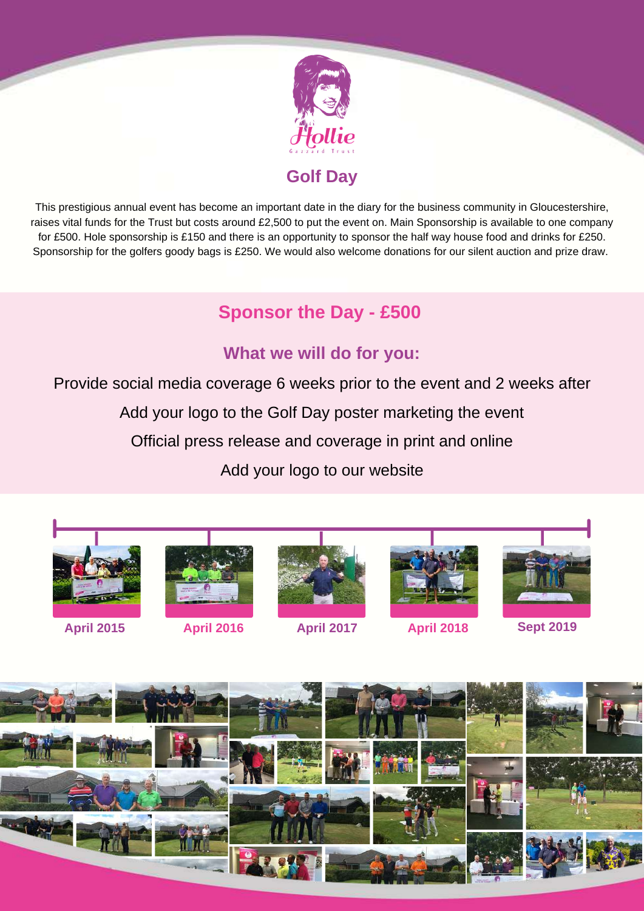Hollie

Gazzard Trust

# Golf Day

This prestigious annual event has become an important date in the diary for the business community in Gloucestershire, raises vital funds for the Trust but costs around £2,500 to put the event on. Main Sponsorship is available to one company for £500. Hole sponsorship is £150 and there is an opportunity to sponsor the half way house food and drinks for £250. Sponsorship for the golfers goody bags is £250. We would also welcome donations for our silent auction and prize draw.

## Sponsor the Day - £500

### What we will do for you:

Provide social media coverage 6 weeks prior to the event and 2 weeks after

Add your logo to the Golf Day poster marketing the event

Official press release and coverage in print and online

Add your logo to our website

**April 2015** **April 2016** **April 2017** **April 2018** **Sept 2019**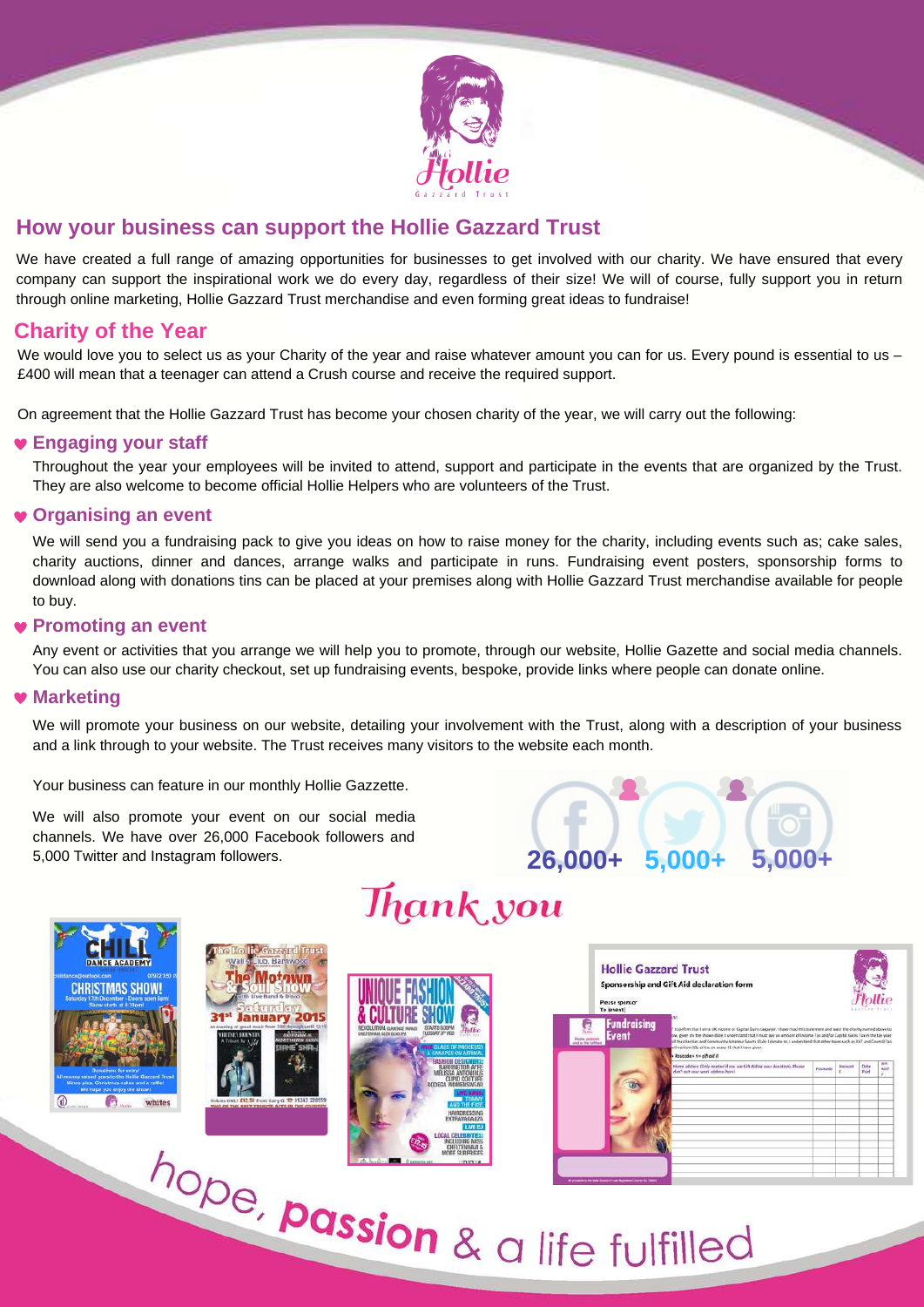## How your business can support the Hollie Gazzard Trust

We have created a full range of amazing opportunities for businesses to get involved with our charity. We have ensured that every company can support the inspirational work we do every day, regardless of their size! We will of course, fully support you in return through online marketing, Hollie Gazzard Trust merchandise and even forming great ideas to fundraise!

## Charity of the Year

We would love you to select us as your Charity of the year and raise whatever amount you can for us. Every pound is essential to us – £400 will mean that a teenager can attend a Crush course and receive the required support.

On agreement that the Hollie Gazzard Trust has become your chosen charity of the year, we will carry out the following:

### Engaging your staff

Throughout the year your employees will be invited to attend, support and participate in the events that are organized by the Trust. They are also welcome to become official Hollie Helpers who are volunteers of the Trust.

### Organising an event

We will send you a fundraising pack to give you ideas on how to raise money for the charity, including events such as; cake sales, charity auctions, dinner and dances, arrange walks and participate in runs. Fundraising event posters, sponsorship forms to download along with donations tins can be placed at your premises along with Hollie Gazzard Trust merchandise available for people to buy.

### Promoting an event

Any event or activities that you arrange we will help you to promote, through our website, Hollie Gazette and social media channels. You can also use our charity checkout, set up fundraising events, bespoke, provide links where people can donate online.

### Marketing

We will promote your business on our website, detailing your involvement with the Trust, along with a description of your business and a link through to your website. The Trust receives many visitors to the website each month.

Your business can feature in our monthly Hollie Gazzette.

We will also promote your event on our social media channels. We have over 26,000 Facebook followers and 5,000 Twitter and Instagram followers.

26,000+ 5,000+ 5,000+

Thank you

hope, passion & a life fulfilled